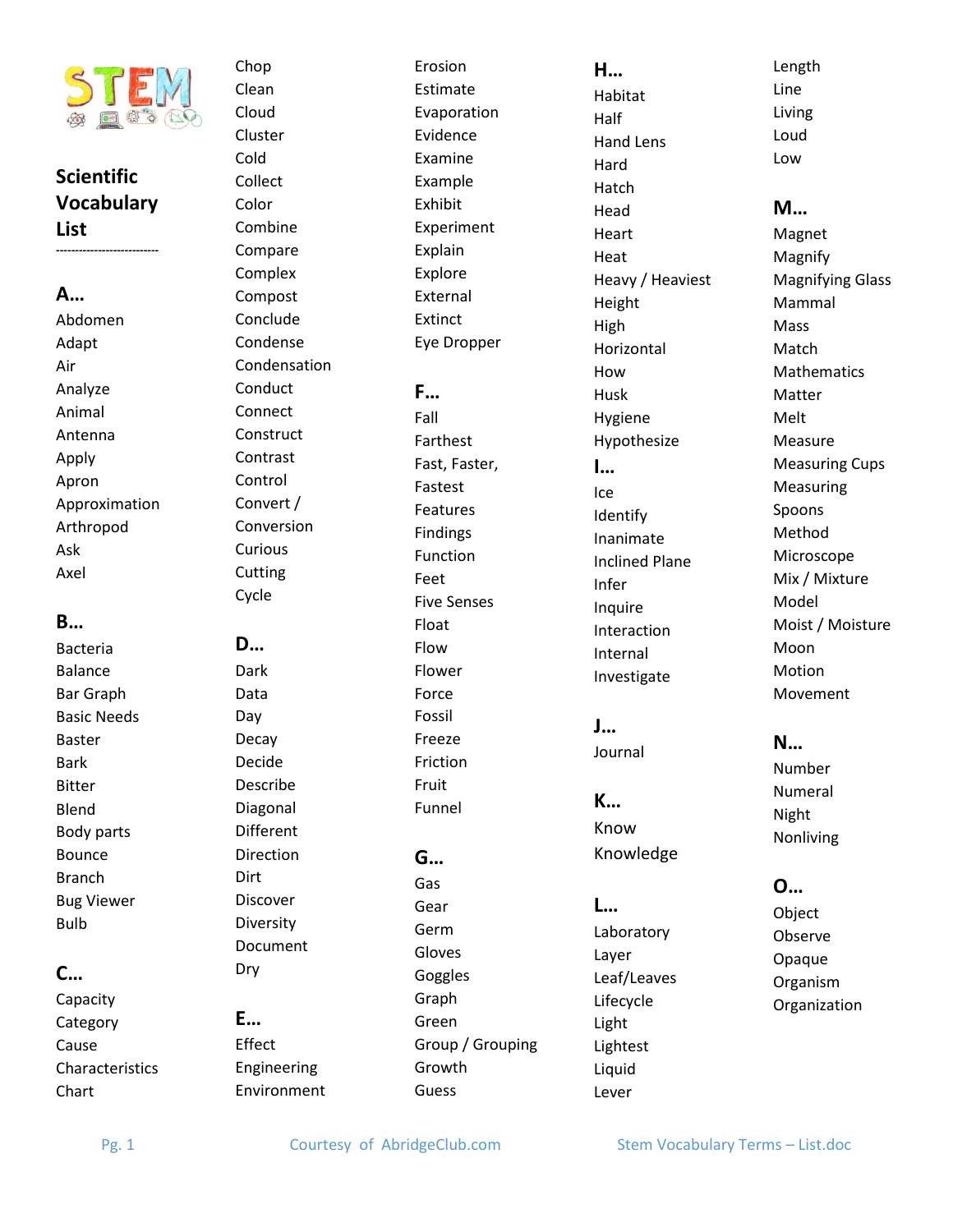# Scientific Vocabulary List

---

### A…

Abdomen
Adapt
Air
Analyze
Animal
Antenna
Apply
Apron
Approximation
Arthropod
Ask
Axel

### B…

Bacteria
Balance
Bar Graph
Basic Needs
Baster
Bark
Bitter
Blend
Body parts
Bounce
Branch
Bug Viewer
Bulb

### C…

Capacity
Category
Cause
Characteristics
Chart
Chop
Clean
Cloud
Cluster
Cold
Collect
Color
Combine
Compare
Complex
Compost
Conclude
Condense
Condensation
Conduct
Connect
Construct
Contrast
Control
Convert / Conversion
Curious
Cutting
Cycle

### D…

Dark
Data
Day
Decay
Decide
Describe
Diagonal
Different
Direction
Dirt
Discover
Diversity
Document
Dry

### E…

Effect
Engineering
Environment
Erosion
Estimate
Evaporation
Evidence
Examine
Example
Exhibit
Experiment
Explain
Explore
External
Extinct
Eye Dropper

### F…

Fall
Farthest
Fast, Faster, Fastest
Features
Findings
Function
Feet
Five Senses
Float
Flow
Flower
Force
Fossil
Freeze
Friction
Fruit
Funnel

### G…

Gas
Gear
Germ
Gloves
Goggles
Graph
Green
Group / Grouping
Growth
Guess

### H…

Habitat
Half
Hand Lens
Hard
Hatch
Head
Heart
Heat
Heavy / Heaviest
Height
High
Horizontal
How
Husk
Hygiene
Hypothesize

### I…

Ice
Identify
Inanimate
Inclined Plane
Infer
Inquire
Interaction
Internal
Investigate

### J…

Journal

### K…

Know
Knowledge

### L…

Laboratory
Layer
Leaf/Leaves
Lifecycle
Light
Lightest
Liquid
Lever
Length
Line
Living
Loud
Low

### M…

Magnet
Magnify
Magnifying Glass
Mammal
Mass
Match
Mathematics
Matter
Melt
Measure
Measuring Cups
Measuring Spoons
Method
Microscope
Mix / Mixture
Model
Moist / Moisture
Moon
Motion
Movement

### N…

Number
Numeral
Night
Nonliving

### O…

Object
Observe
Opaque
Organism
Organization

Courtesy of AbridgeClub.com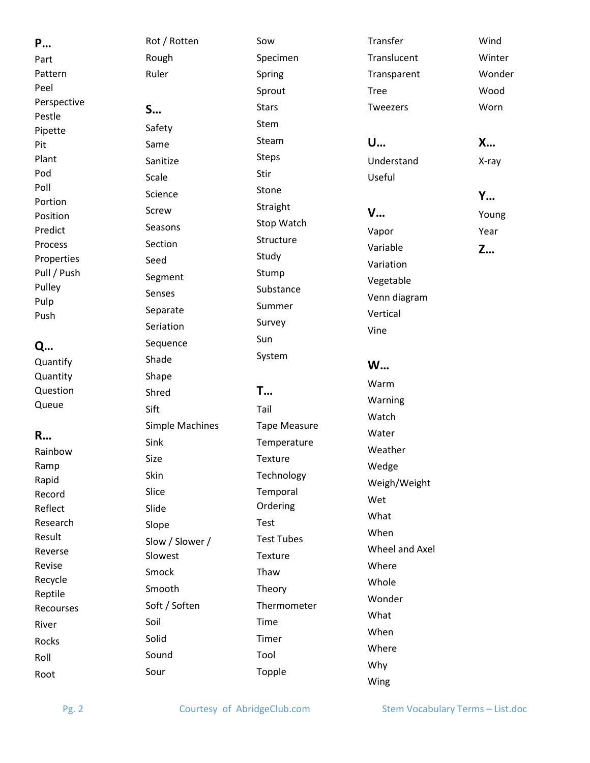## P…

Part
Pattern
Peel
Perspective
Pestle
Pipette
Pit
Plant
Pod
Poll
Portion
Position
Predict
Process
Properties
Pull / Push
Pulley
Pulp
Push

## Q…

Quantify
Quantity
Question
Queue

## R…

Rainbow
Ramp
Rapid
Record
Reflect
Research
Result
Reverse
Revise
Recycle
Reptile
Recourses
River
Rocks
Roll
Root
Rot / Rotten
Rough
Ruler

## S…

Safety
Same
Sanitize
Scale
Science
Screw
Seasons
Section
Seed
Segment
Senses
Separate
Seriation
Sequence
Shade
Shape
Shred
Sift
Simple Machines
Sink
Size
Skin
Slice
Slide
Slope
Slow / Slower / Slowest
Smock
Smooth
Soft / Soften
Soil
Solid
Sound
Sour
Sow
Specimen
Spring
Sprout
Stars
Stem
Steam
Steps
Stir
Stone
Straight
Stop Watch
Structure
Study
Stump
Substance
Summer
Survey
Sun
System

## T…

Tail
Tape Measure
Temperature
Texture
Technology
Temporal Ordering
Test
Test Tubes
Texture
Thaw
Theory
Thermometer
Time
Timer
Tool
Topple
Transfer
Translucent
Transparent
Tree
Tweezers

## U…

Understand
Useful

## V…

Vapor
Variable
Variation
Vegetable
Venn diagram
Vertical
Vine

## W…

Warm
Warning
Watch
Water
Weather
Wedge
Weigh/Weight
Wet
What
When
Wheel and Axel
Where
Whole
Wonder
What
When
Where
Why
Wing
Wind
Winter
Wonder
Wood
Worn

## X…

X-ray

## Y…

Young
Year

## Z…

Courtesy of AbridgeClub.com